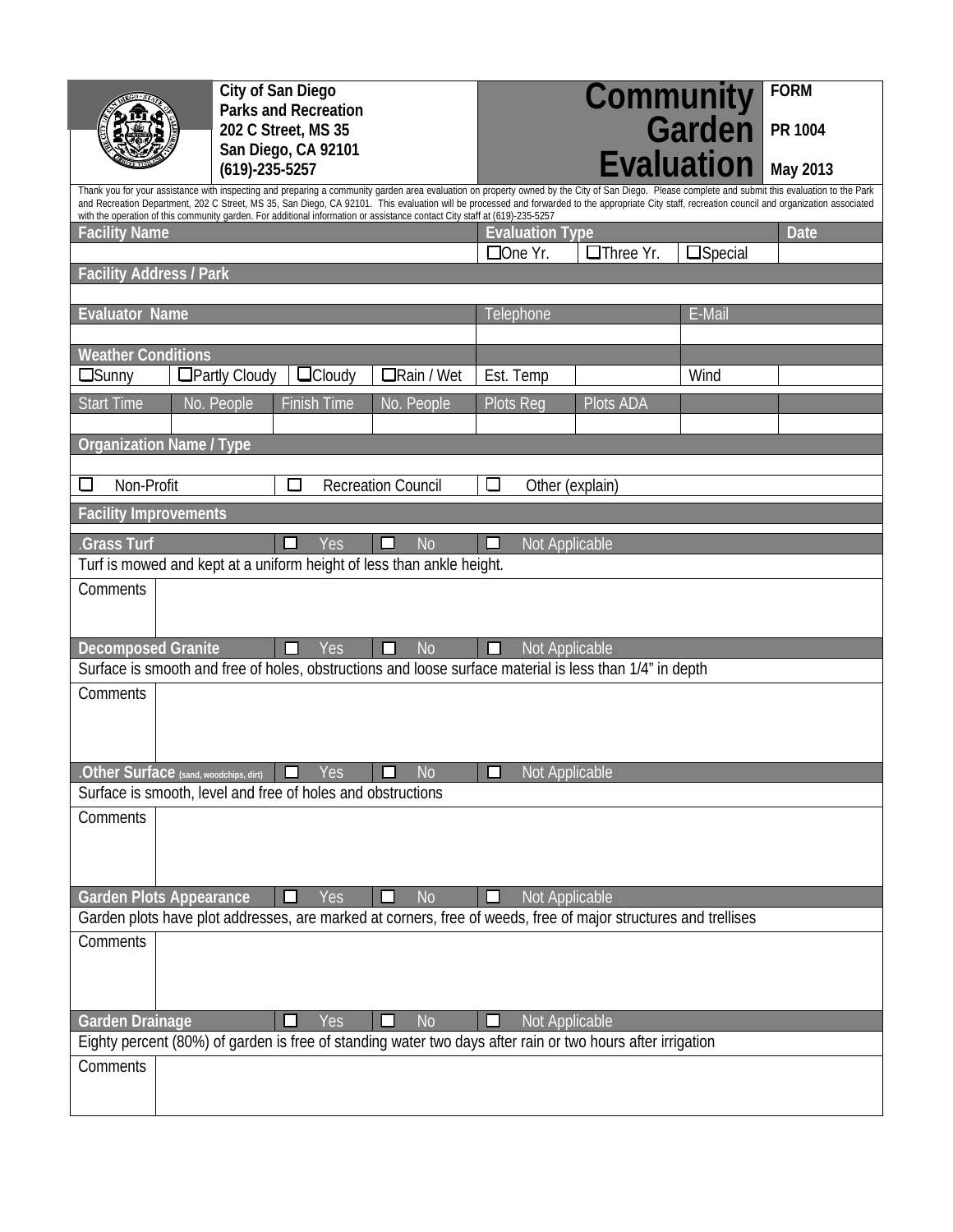City of San Diego
Parks and Recreation
202 C Street, MS 35
San Diego, CA 92101
(619)-235-5257

# Community Garden Evaluation

**FORM**
**PR 1004**
**May 2013**

Thank you for your assistance with inspecting and preparing a community garden area evaluation on property owned by the City of San Diego. Please complete and submit this evaluation to the Park and Recreation Department, 202 C Street, MS 35, San Diego, CA 92101. This evaluation will be processed and forwarded to the appropriate City staff, recreation council and organization associated with the operation of this community garden. For additional information or assistance contact City staff at (619)-235-5257

| Facility Name | Evaluation Type | | | Date |
|---|---|---|---|---|
| | ☐One Yr. | ☐Three Yr. | ☐Special | |

| Facility Address / Park |
|---|
| |

| Evaluator Name | Telephone | E-Mail |
|---|---|---|
| | | |

| Weather Conditions | | | | | | | |
|---|---|---|---|---|---|---|---|
| ☐Sunny | ☐Partly Cloudy | ☐Cloudy | ☐Rain / Wet | Est. Temp | | Wind | |

| Start Time | No. People | Finish Time | No. People | Plots Reg | Plots ADA | | |
|---|---|---|---|---|---|---|---|
| | | | | | | | |

| Organization Name / Type | | |
|---|---|---|
| | | |
| ☐ Non-Profit | ☐ Recreation Council | ☐ Other (explain) |

## Facility Improvements

| .Grass Turf | ☐ Yes | ☐ No | ☐ Not Applicable |
|---|---|---|---|
| Turf is mowed and kept at a uniform height of less than ankle height. | | | |
| Comments | | | |

| Decomposed Granite | ☐ Yes | ☐ No | ☐ Not Applicable |
|---|---|---|---|
| Surface is smooth and free of holes, obstructions and loose surface material is less than 1/4" in depth | | | |
| Comments | | | |

| .Other Surface (sand, woodchips, dirt) | ☐ Yes | ☐ No | ☐ Not Applicable |
|---|---|---|---|
| Surface is smooth, level and free of holes and obstructions | | | |
| Comments | | | |

| Garden Plots Appearance | ☐ Yes | ☐ No | ☐ Not Applicable |
|---|---|---|---|
| Garden plots have plot addresses, are marked at corners, free of weeds, free of major structures and trellises | | | |
| Comments | | | |

| Garden Drainage | ☐ Yes | ☐ No | ☐ Not Applicable |
|---|---|---|---|
| Eighty percent (80%) of garden is free of standing water two days after rain or two hours after irrigation | | | |
| Comments | | | |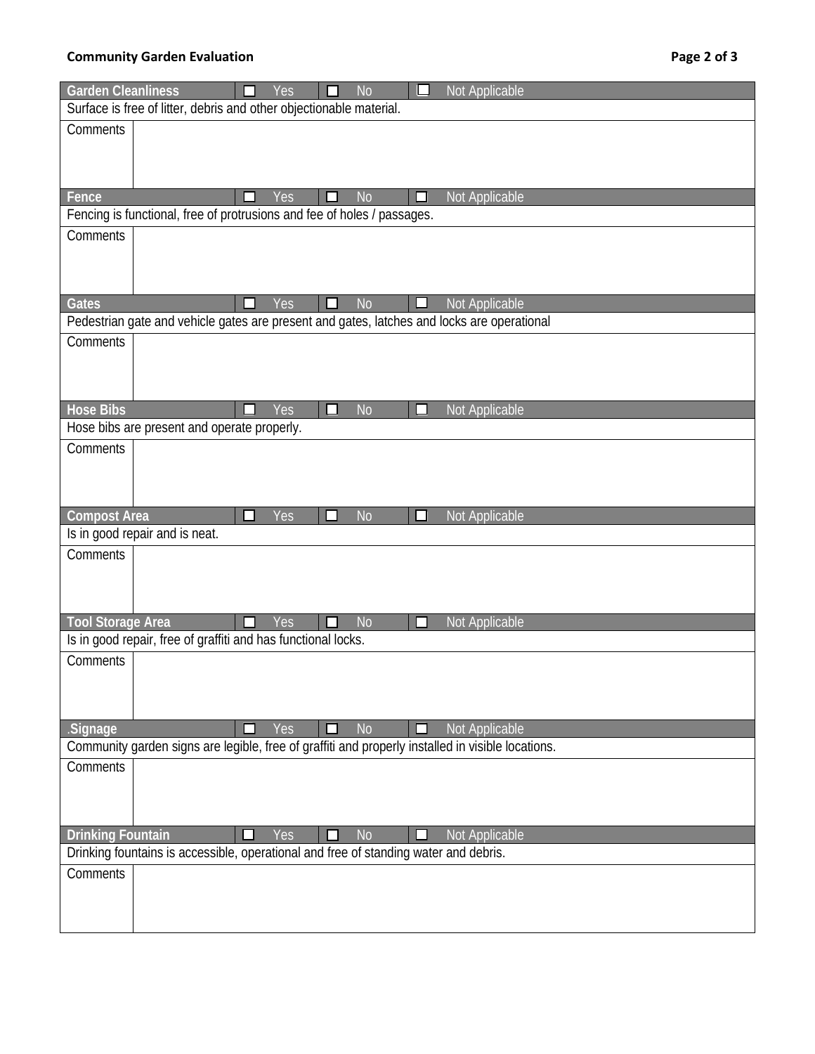| Garden Cleanliness | ☐ Yes | ☐ No | ☐ Not Applicable |
|---|---|---|---|
| Surface is free of litter, debris and other objectionable material. | | | |
| Comments | | | |

| Fence | ☐ Yes | ☐ No | ☐ Not Applicable |
|---|---|---|---|
| Fencing is functional, free of protrusions and fee of holes / passages. | | | |
| Comments | | | |

| Gates | ☐ Yes | ☐ No | ☐ Not Applicable |
|---|---|---|---|
| Pedestrian gate and vehicle gates are present and gates, latches and locks are operational | | | |
| Comments | | | |

| Hose Bibs | ☐ Yes | ☐ No | ☐ Not Applicable |
|---|---|---|---|
| Hose bibs are present and operate properly. | | | |
| Comments | | | |

| Compost Area | ☐ Yes | ☐ No | ☐ Not Applicable |
|---|---|---|---|
| Is in good repair and is neat. | | | |
| Comments | | | |

| Tool Storage Area | ☐ Yes | ☐ No | ☐ Not Applicable |
|---|---|---|---|
| Is in good repair, free of graffiti and has functional locks. | | | |
| Comments | | | |

| .Signage | ☐ Yes | ☐ No | ☐ Not Applicable |
|---|---|---|---|
| Community garden signs are legible, free of graffiti and properly installed in visible locations. | | | |
| Comments | | | |

| Drinking Fountain | ☐ Yes | ☐ No | ☐ Not Applicable |
|---|---|---|---|
| Drinking fountains is accessible, operational and free of standing water and debris. | | | |
| Comments | | | |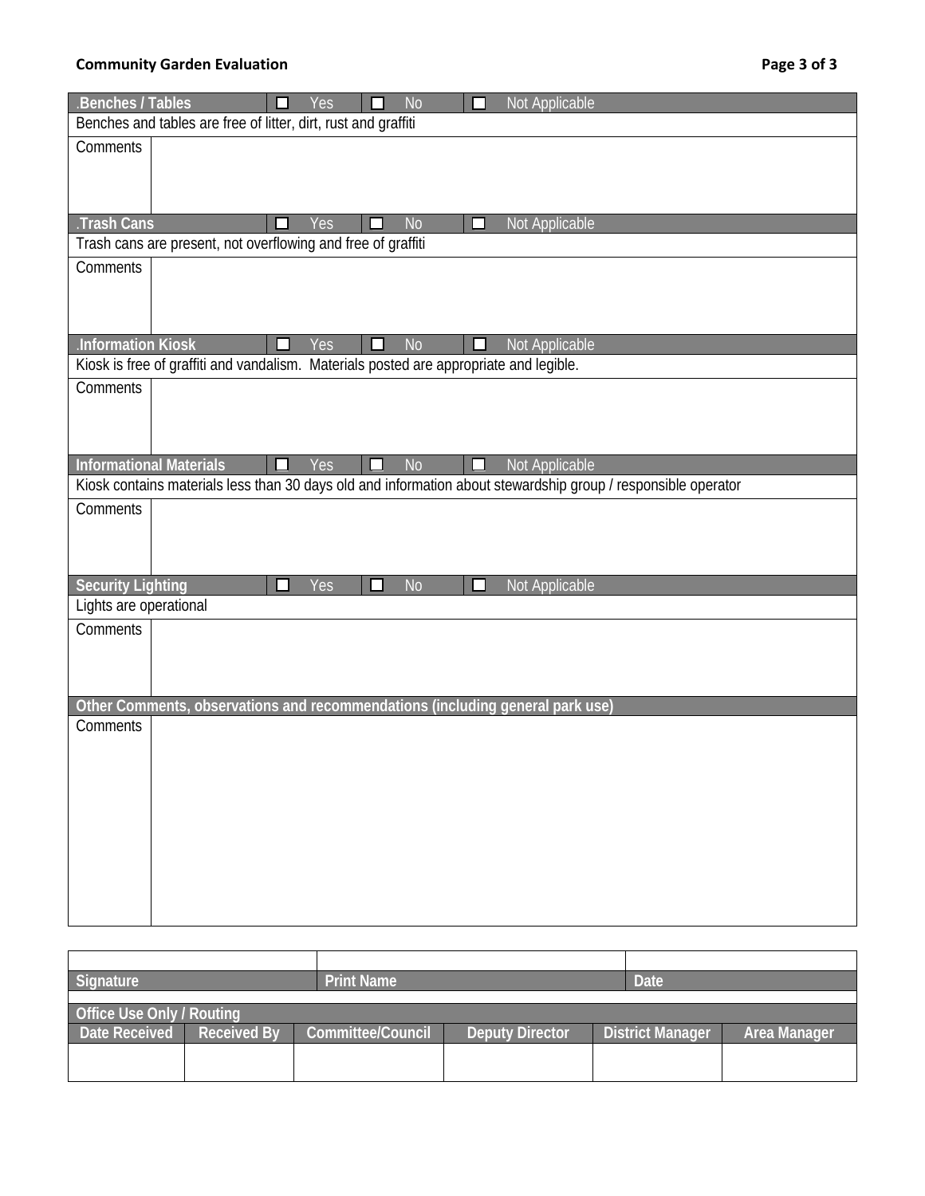| .Benches / Tables | ☐ Yes | ☐ No | ☐ Not Applicable |
|---|---|---|---|
| Benches and tables are free of litter, dirt, rust and graffiti | | | |
| Comments | | | |

| .Trash Cans | ☐ Yes | ☐ No | ☐ Not Applicable |
|---|---|---|---|
| Trash cans are present, not overflowing and free of graffiti | | | |
| Comments | | | |

| .Information Kiosk | ☐ Yes | ☐ No | ☐ Not Applicable |
|---|---|---|---|
| Kiosk is free of graffiti and vandalism. Materials posted are appropriate and legible. | | | |
| Comments | | | |

| Informational Materials | ☐ Yes | ☐ No | ☐ Not Applicable |
|---|---|---|---|
| Kiosk contains materials less than 30 days old and information about stewardship group / responsible operator | | | |
| Comments | | | |

| Security Lighting | ☐ Yes | ☐ No | ☐ Not Applicable |
|---|---|---|---|
| Lights are operational | | | |
| Comments | | | |

| Other Comments, observations and recommendations (including general park use) | |
|---|---|
| Comments | |

| | | |
|---|---|---|
| | | |
| Signature | Print Name | Date |

**Office Use Only / Routing**

| Date Received | Received By | Committee/Council | Deputy Director | District Manager | Area Manager |
|---|---|---|---|---|---|
| | | | | | |